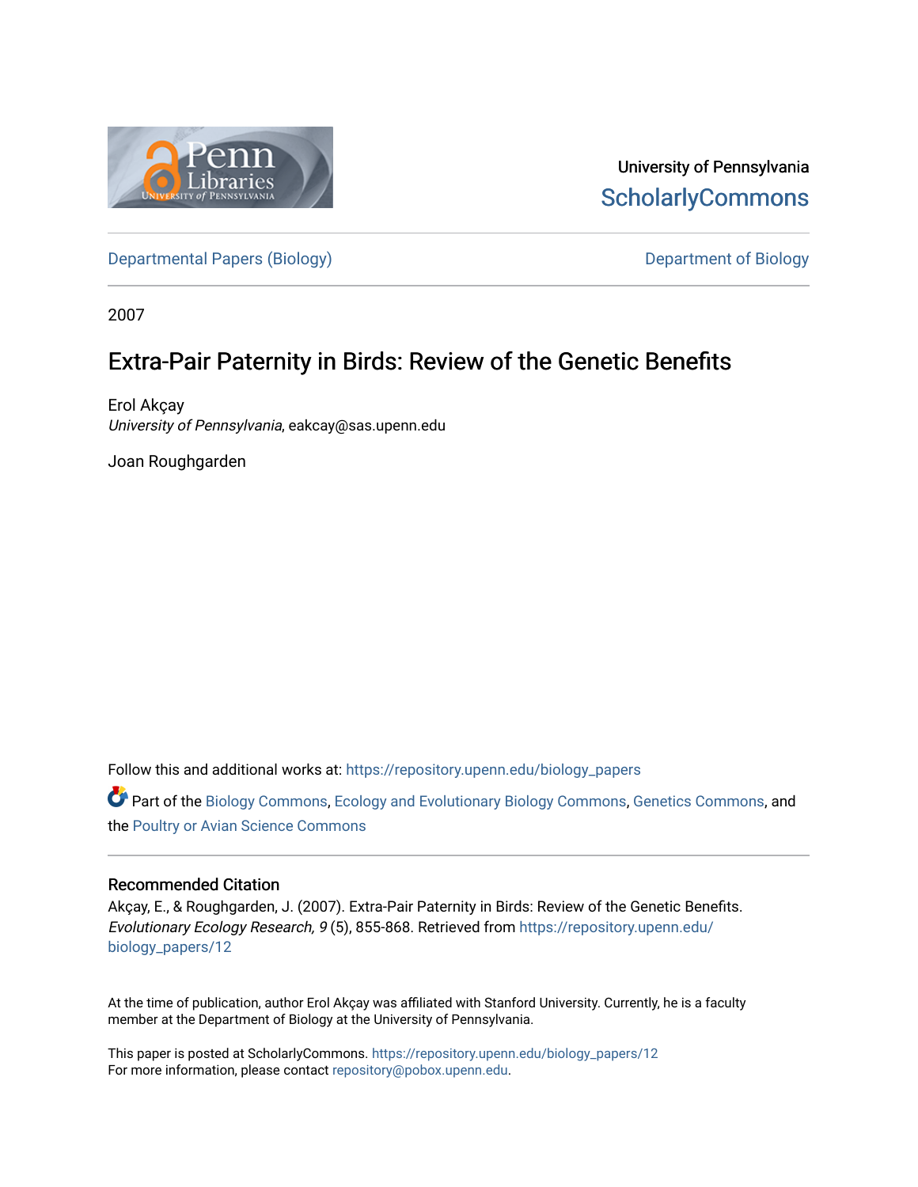University of Pennsylvania
ScholarlyCommons

Departmental Papers (Biology) | Department of Biology

2007

# Extra-Pair Paternity in Birds: Review of the Genetic Benefits

Erol Akçay
*University of Pennsylvania*, eakcay@sas.upenn.edu

Joan Roughgarden

Follow this and additional works at: https://repository.upenn.edu/biology_papers

Part of the Biology Commons, Ecology and Evolutionary Biology Commons, Genetics Commons, and the Poultry or Avian Science Commons

### Recommended Citation

Akçay, E., & Roughgarden, J. (2007). Extra-Pair Paternity in Birds: Review of the Genetic Benefits. *Evolutionary Ecology Research, 9* (5), 855-868. Retrieved from https://repository.upenn.edu/biology_papers/12

At the time of publication, author Erol Akçay was affiliated with Stanford University. Currently, he is a faculty member at the Department of Biology at the University of Pennsylvania.

This paper is posted at ScholarlyCommons. https://repository.upenn.edu/biology_papers/12
For more information, please contact repository@pobox.upenn.edu.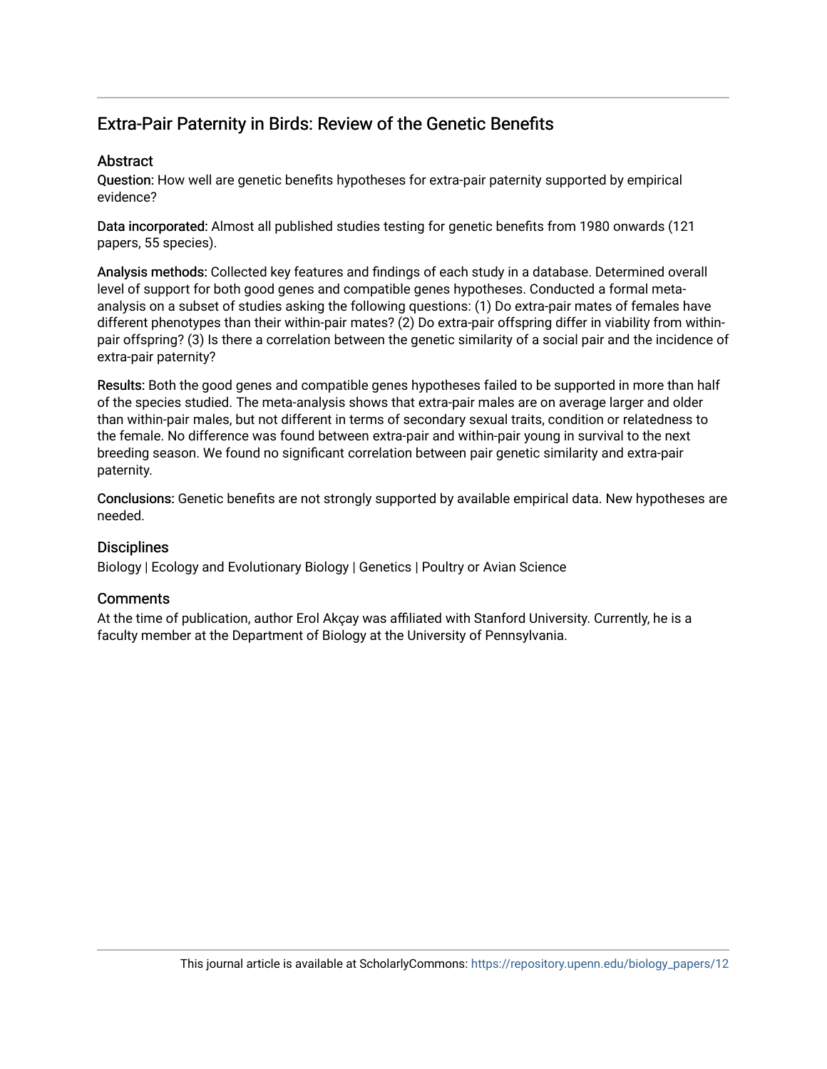## Extra-Pair Paternity in Birds: Review of the Genetic Benefits

### Abstract

Question: How well are genetic benefits hypotheses for extra-pair paternity supported by empirical evidence?

Data incorporated: Almost all published studies testing for genetic benefits from 1980 onwards (121 papers, 55 species).

Analysis methods: Collected key features and findings of each study in a database. Determined overall level of support for both good genes and compatible genes hypotheses. Conducted a formal meta-analysis on a subset of studies asking the following questions: (1) Do extra-pair mates of females have different phenotypes than their within-pair mates? (2) Do extra-pair offspring differ in viability from within-pair offspring? (3) Is there a correlation between the genetic similarity of a social pair and the incidence of extra-pair paternity?

Results: Both the good genes and compatible genes hypotheses failed to be supported in more than half of the species studied. The meta-analysis shows that extra-pair males are on average larger and older than within-pair males, but not different in terms of secondary sexual traits, condition or relatedness to the female. No difference was found between extra-pair and within-pair young in survival to the next breeding season. We found no significant correlation between pair genetic similarity and extra-pair paternity.

Conclusions: Genetic benefits are not strongly supported by available empirical data. New hypotheses are needed.

### Disciplines

Biology | Ecology and Evolutionary Biology | Genetics | Poultry or Avian Science

### Comments

At the time of publication, author Erol Akçay was affiliated with Stanford University. Currently, he is a faculty member at the Department of Biology at the University of Pennsylvania.

This journal article is available at ScholarlyCommons: https://repository.upenn.edu/biology_papers/12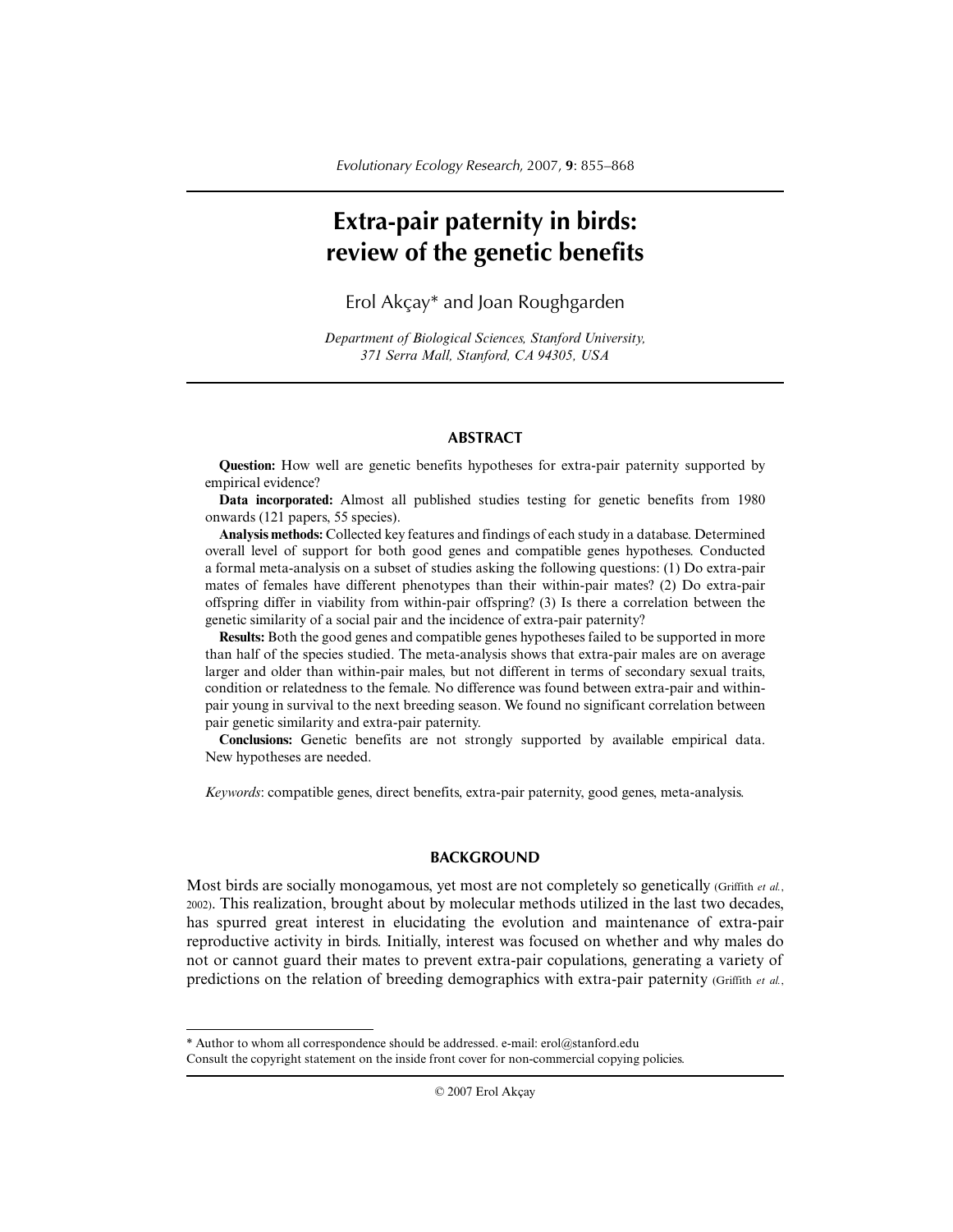# Extra-pair paternity in birds: review of the genetic benefits

Erol Akçay* and Joan Roughgarden

*Department of Biological Sciences, Stanford University, 371 Serra Mall, Stanford, CA 94305, USA*

## ABSTRACT

**Question:** How well are genetic benefits hypotheses for extra-pair paternity supported by empirical evidence?

**Data incorporated:** Almost all published studies testing for genetic benefits from 1980 onwards (121 papers, 55 species).

**Analysis methods:** Collected key features and findings of each study in a database. Determined overall level of support for both good genes and compatible genes hypotheses. Conducted a formal meta-analysis on a subset of studies asking the following questions: (1) Do extra-pair mates of females have different phenotypes than their within-pair mates? (2) Do extra-pair offspring differ in viability from within-pair offspring? (3) Is there a correlation between the genetic similarity of a social pair and the incidence of extra-pair paternity?

**Results:** Both the good genes and compatible genes hypotheses failed to be supported in more than half of the species studied. The meta-analysis shows that extra-pair males are on average larger and older than within-pair males, but not different in terms of secondary sexual traits, condition or relatedness to the female. No difference was found between extra-pair and within-pair young in survival to the next breeding season. We found no significant correlation between pair genetic similarity and extra-pair paternity.

**Conclusions:** Genetic benefits are not strongly supported by available empirical data. New hypotheses are needed.

*Keywords*: compatible genes, direct benefits, extra-pair paternity, good genes, meta-analysis.

## BACKGROUND

Most birds are socially monogamous, yet most are not completely so genetically (Griffith *et al.*, 2002). This realization, brought about by molecular methods utilized in the last two decades, has spurred great interest in elucidating the evolution and maintenance of extra-pair reproductive activity in birds. Initially, interest was focused on whether and why males do not or cannot guard their mates to prevent extra-pair copulations, generating a variety of predictions on the relation of breeding demographics with extra-pair paternity (Griffith *et al.*,

---

* Author to whom all correspondence should be addressed. e-mail: erol@stanford.edu
Consult the copyright statement on the inside front cover for non-commercial copying policies.

© 2007 Erol Akçay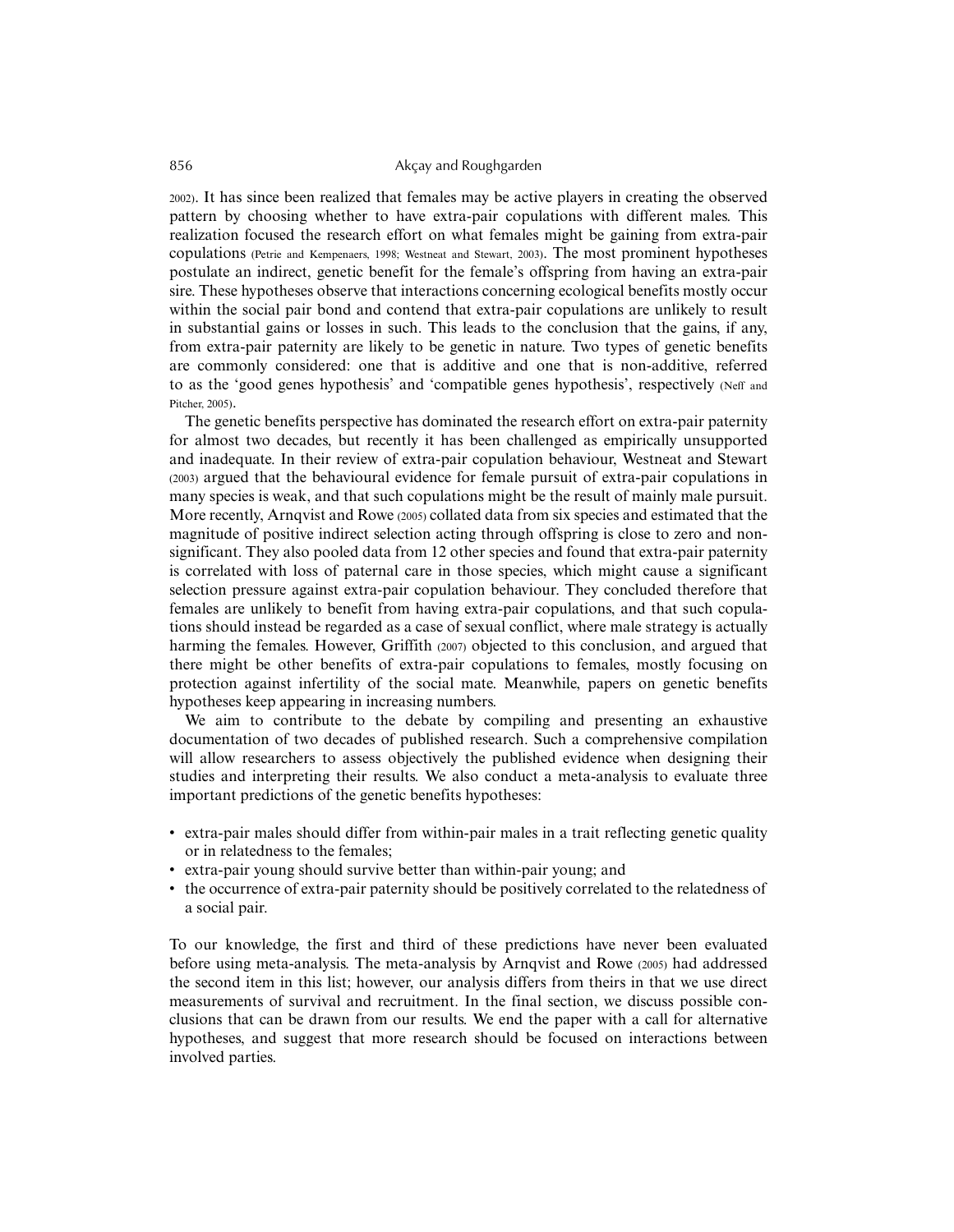2002). It has since been realized that females may be active players in creating the observed pattern by choosing whether to have extra-pair copulations with different males. This realization focused the research effort on what females might be gaining from extra-pair copulations (Petrie and Kempenaers, 1998; Westneat and Stewart, 2003). The most prominent hypotheses postulate an indirect, genetic benefit for the female's offspring from having an extra-pair sire. These hypotheses observe that interactions concerning ecological benefits mostly occur within the social pair bond and contend that extra-pair copulations are unlikely to result in substantial gains or losses in such. This leads to the conclusion that the gains, if any, from extra-pair paternity are likely to be genetic in nature. Two types of genetic benefits are commonly considered: one that is additive and one that is non-additive, referred to as the 'good genes hypothesis' and 'compatible genes hypothesis', respectively (Neff and Pitcher, 2005).

The genetic benefits perspective has dominated the research effort on extra-pair paternity for almost two decades, but recently it has been challenged as empirically unsupported and inadequate. In their review of extra-pair copulation behaviour, Westneat and Stewart (2003) argued that the behavioural evidence for female pursuit of extra-pair copulations in many species is weak, and that such copulations might be the result of mainly male pursuit. More recently, Arnqvist and Rowe (2005) collated data from six species and estimated that the magnitude of positive indirect selection acting through offspring is close to zero and non-significant. They also pooled data from 12 other species and found that extra-pair paternity is correlated with loss of paternal care in those species, which might cause a significant selection pressure against extra-pair copulation behaviour. They concluded therefore that females are unlikely to benefit from having extra-pair copulations, and that such copulations should instead be regarded as a case of sexual conflict, where male strategy is actually harming the females. However, Griffith (2007) objected to this conclusion, and argued that there might be other benefits of extra-pair copulations to females, mostly focusing on protection against infertility of the social mate. Meanwhile, papers on genetic benefits hypotheses keep appearing in increasing numbers.

We aim to contribute to the debate by compiling and presenting an exhaustive documentation of two decades of published research. Such a comprehensive compilation will allow researchers to assess objectively the published evidence when designing their studies and interpreting their results. We also conduct a meta-analysis to evaluate three important predictions of the genetic benefits hypotheses:

- extra-pair males should differ from within-pair males in a trait reflecting genetic quality or in relatedness to the females;
- extra-pair young should survive better than within-pair young; and
- the occurrence of extra-pair paternity should be positively correlated to the relatedness of a social pair.

To our knowledge, the first and third of these predictions have never been evaluated before using meta-analysis. The meta-analysis by Arnqvist and Rowe (2005) had addressed the second item in this list; however, our analysis differs from theirs in that we use direct measurements of survival and recruitment. In the final section, we discuss possible conclusions that can be drawn from our results. We end the paper with a call for alternative hypotheses, and suggest that more research should be focused on interactions between involved parties.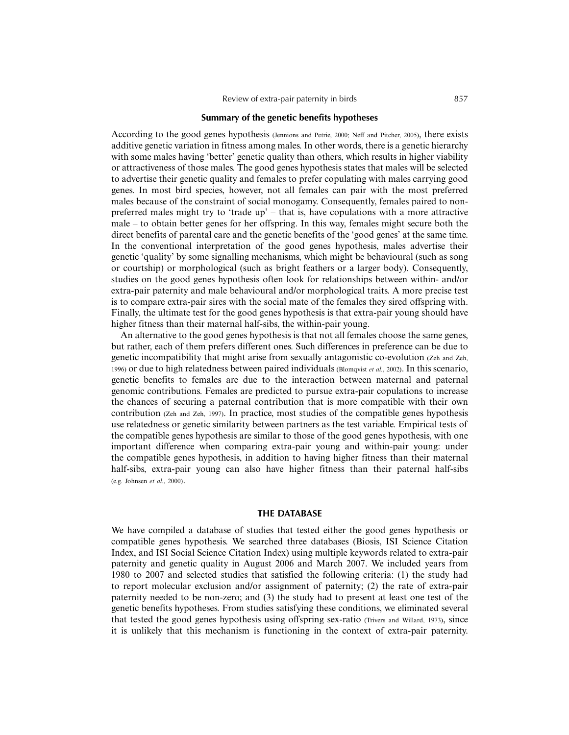### Summary of the genetic benefits hypotheses

According to the good genes hypothesis (Jennions and Petrie, 2000; Neff and Pitcher, 2005), there exists additive genetic variation in fitness among males. In other words, there is a genetic hierarchy with some males having 'better' genetic quality than others, which results in higher viability or attractiveness of those males. The good genes hypothesis states that males will be selected to advertise their genetic quality and females to prefer copulating with males carrying good genes. In most bird species, however, not all females can pair with the most preferred males because of the constraint of social monogamy. Consequently, females paired to non-preferred males might try to 'trade up' – that is, have copulations with a more attractive male – to obtain better genes for her offspring. In this way, females might secure both the direct benefits of parental care and the genetic benefits of the 'good genes' at the same time. In the conventional interpretation of the good genes hypothesis, males advertise their genetic 'quality' by some signalling mechanisms, which might be behavioural (such as song or courtship) or morphological (such as bright feathers or a larger body). Consequently, studies on the good genes hypothesis often look for relationships between within- and/or extra-pair paternity and male behavioural and/or morphological traits. A more precise test is to compare extra-pair sires with the social mate of the females they sired offspring with. Finally, the ultimate test for the good genes hypothesis is that extra-pair young should have higher fitness than their maternal half-sibs, the within-pair young.

An alternative to the good genes hypothesis is that not all females choose the same genes, but rather, each of them prefers different ones. Such differences in preference can be due to genetic incompatibility that might arise from sexually antagonistic co-evolution (Zeh and Zeh, 1996) or due to high relatedness between paired individuals (Blomqvist *et al.*, 2002). In this scenario, genetic benefits to females are due to the interaction between maternal and paternal genomic contributions. Females are predicted to pursue extra-pair copulations to increase the chances of securing a paternal contribution that is more compatible with their own contribution (Zeh and Zeh, 1997). In practice, most studies of the compatible genes hypothesis use relatedness or genetic similarity between partners as the test variable. Empirical tests of the compatible genes hypothesis are similar to those of the good genes hypothesis, with one important difference when comparing extra-pair young and within-pair young: under the compatible genes hypothesis, in addition to having higher fitness than their maternal half-sibs, extra-pair young can also have higher fitness than their paternal half-sibs (e.g. Johnsen *et al.*, 2000).

## THE DATABASE

We have compiled a database of studies that tested either the good genes hypothesis or compatible genes hypothesis. We searched three databases (Biosis, ISI Science Citation Index, and ISI Social Science Citation Index) using multiple keywords related to extra-pair paternity and genetic quality in August 2006 and March 2007. We included years from 1980 to 2007 and selected studies that satisfied the following criteria: (1) the study had to report molecular exclusion and/or assignment of paternity; (2) the rate of extra-pair paternity needed to be non-zero; and (3) the study had to present at least one test of the genetic benefits hypotheses. From studies satisfying these conditions, we eliminated several that tested the good genes hypothesis using offspring sex-ratio (Trivers and Willard, 1973), since it is unlikely that this mechanism is functioning in the context of extra-pair paternity.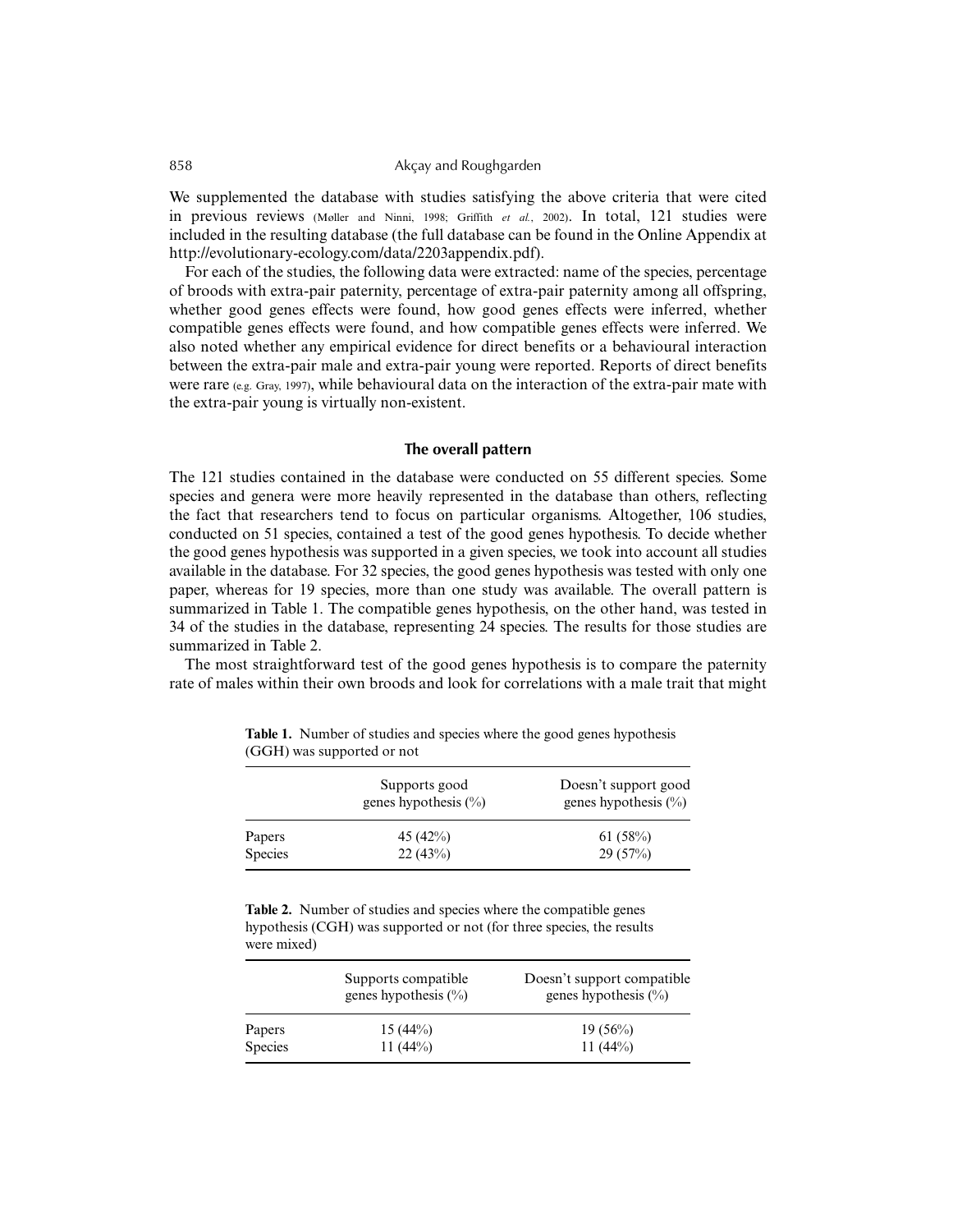We supplemented the database with studies satisfying the above criteria that were cited in previous reviews (Møller and Ninni, 1998; Griffith *et al.*, 2002). In total, 121 studies were included in the resulting database (the full database can be found in the Online Appendix at http://evolutionary-ecology.com/data/2203appendix.pdf).

For each of the studies, the following data were extracted: name of the species, percentage of broods with extra-pair paternity, percentage of extra-pair paternity among all offspring, whether good genes effects were found, how good genes effects were inferred, whether compatible genes effects were found, and how compatible genes effects were inferred. We also noted whether any empirical evidence for direct benefits or a behavioural interaction between the extra-pair male and extra-pair young were reported. Reports of direct benefits were rare (e.g. Gray, 1997), while behavioural data on the interaction of the extra-pair mate with the extra-pair young is virtually non-existent.

## The overall pattern

The 121 studies contained in the database were conducted on 55 different species. Some species and genera were more heavily represented in the database than others, reflecting the fact that researchers tend to focus on particular organisms. Altogether, 106 studies, conducted on 51 species, contained a test of the good genes hypothesis. To decide whether the good genes hypothesis was supported in a given species, we took into account all studies available in the database. For 32 species, the good genes hypothesis was tested with only one paper, whereas for 19 species, more than one study was available. The overall pattern is summarized in Table 1. The compatible genes hypothesis, on the other hand, was tested in 34 of the studies in the database, representing 24 species. The results for those studies are summarized in Table 2.

The most straightforward test of the good genes hypothesis is to compare the paternity rate of males within their own broods and look for correlations with a male trait that might

**Table 1.** Number of studies and species where the good genes hypothesis (GGH) was supported or not

| | Supports good genes hypothesis (%) | Doesn't support good genes hypothesis (%) |
|---|---|---|
| Papers | 45 (42%) | 61 (58%) |
| Species | 22 (43%) | 29 (57%) |

**Table 2.** Number of studies and species where the compatible genes hypothesis (CGH) was supported or not (for three species, the results were mixed)

| | Supports compatible genes hypothesis (%) | Doesn't support compatible genes hypothesis (%) |
|---|---|---|
| Papers | 15 (44%) | 19 (56%) |
| Species | 11 (44%) | 11 (44%) |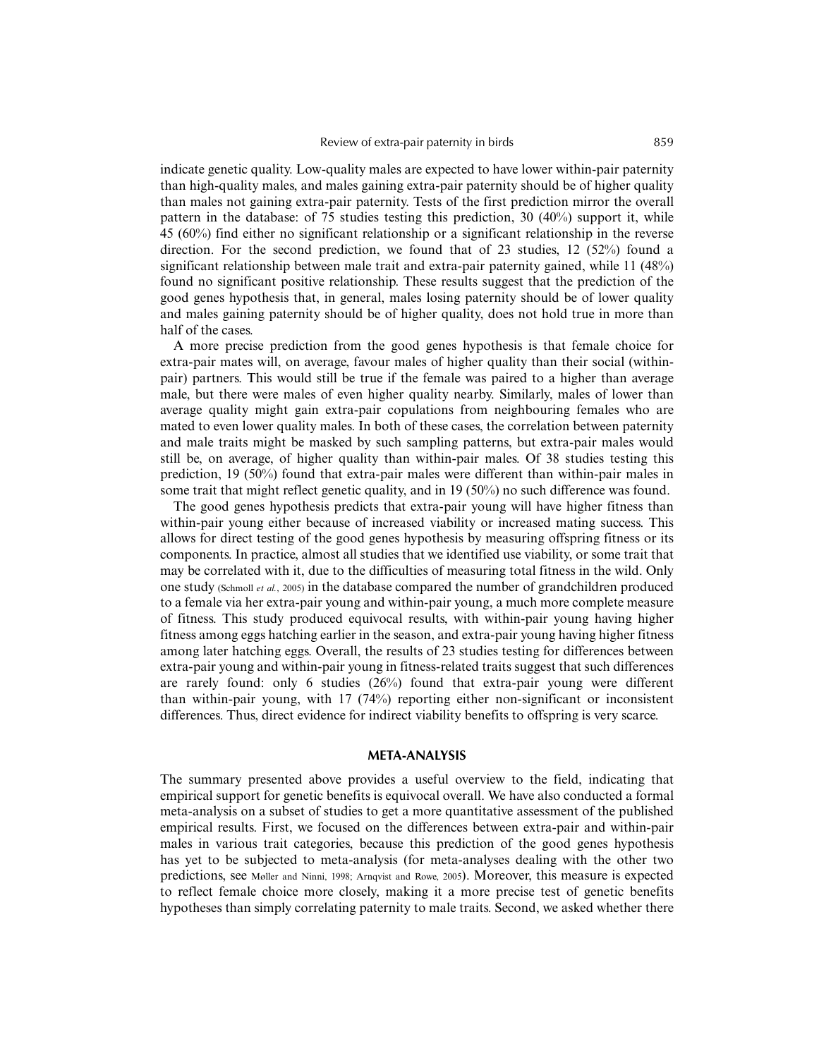indicate genetic quality. Low-quality males are expected to have lower within-pair paternity than high-quality males, and males gaining extra-pair paternity should be of higher quality than males not gaining extra-pair paternity. Tests of the first prediction mirror the overall pattern in the database: of 75 studies testing this prediction, 30 (40%) support it, while 45 (60%) find either no significant relationship or a significant relationship in the reverse direction. For the second prediction, we found that of 23 studies, 12 (52%) found a significant relationship between male trait and extra-pair paternity gained, while 11 (48%) found no significant positive relationship. These results suggest that the prediction of the good genes hypothesis that, in general, males losing paternity should be of lower quality and males gaining paternity should be of higher quality, does not hold true in more than half of the cases.

A more precise prediction from the good genes hypothesis is that female choice for extra-pair mates will, on average, favour males of higher quality than their social (within-pair) partners. This would still be true if the female was paired to a higher than average male, but there were males of even higher quality nearby. Similarly, males of lower than average quality might gain extra-pair copulations from neighbouring females who are mated to even lower quality males. In both of these cases, the correlation between paternity and male traits might be masked by such sampling patterns, but extra-pair males would still be, on average, of higher quality than within-pair males. Of 38 studies testing this prediction, 19 (50%) found that extra-pair males were different than within-pair males in some trait that might reflect genetic quality, and in 19 (50%) no such difference was found.

The good genes hypothesis predicts that extra-pair young will have higher fitness than within-pair young either because of increased viability or increased mating success. This allows for direct testing of the good genes hypothesis by measuring offspring fitness or its components. In practice, almost all studies that we identified use viability, or some trait that may be correlated with it, due to the difficulties of measuring total fitness in the wild. Only one study (Schmoll *et al.*, 2005) in the database compared the number of grandchildren produced to a female via her extra-pair young and within-pair young, a much more complete measure of fitness. This study produced equivocal results, with within-pair young having higher fitness among eggs hatching earlier in the season, and extra-pair young having higher fitness among later hatching eggs. Overall, the results of 23 studies testing for differences between extra-pair young and within-pair young in fitness-related traits suggest that such differences are rarely found: only 6 studies (26%) found that extra-pair young were different than within-pair young, with 17 (74%) reporting either non-significant or inconsistent differences. Thus, direct evidence for indirect viability benefits to offspring is very scarce.

## META-ANALYSIS

The summary presented above provides a useful overview to the field, indicating that empirical support for genetic benefits is equivocal overall. We have also conducted a formal meta-analysis on a subset of studies to get a more quantitative assessment of the published empirical results. First, we focused on the differences between extra-pair and within-pair males in various trait categories, because this prediction of the good genes hypothesis has yet to be subjected to meta-analysis (for meta-analyses dealing with the other two predictions, see Møller and Ninni, 1998; Arnqvist and Rowe, 2005). Moreover, this measure is expected to reflect female choice more closely, making it a more precise test of genetic benefits hypotheses than simply correlating paternity to male traits. Second, we asked whether there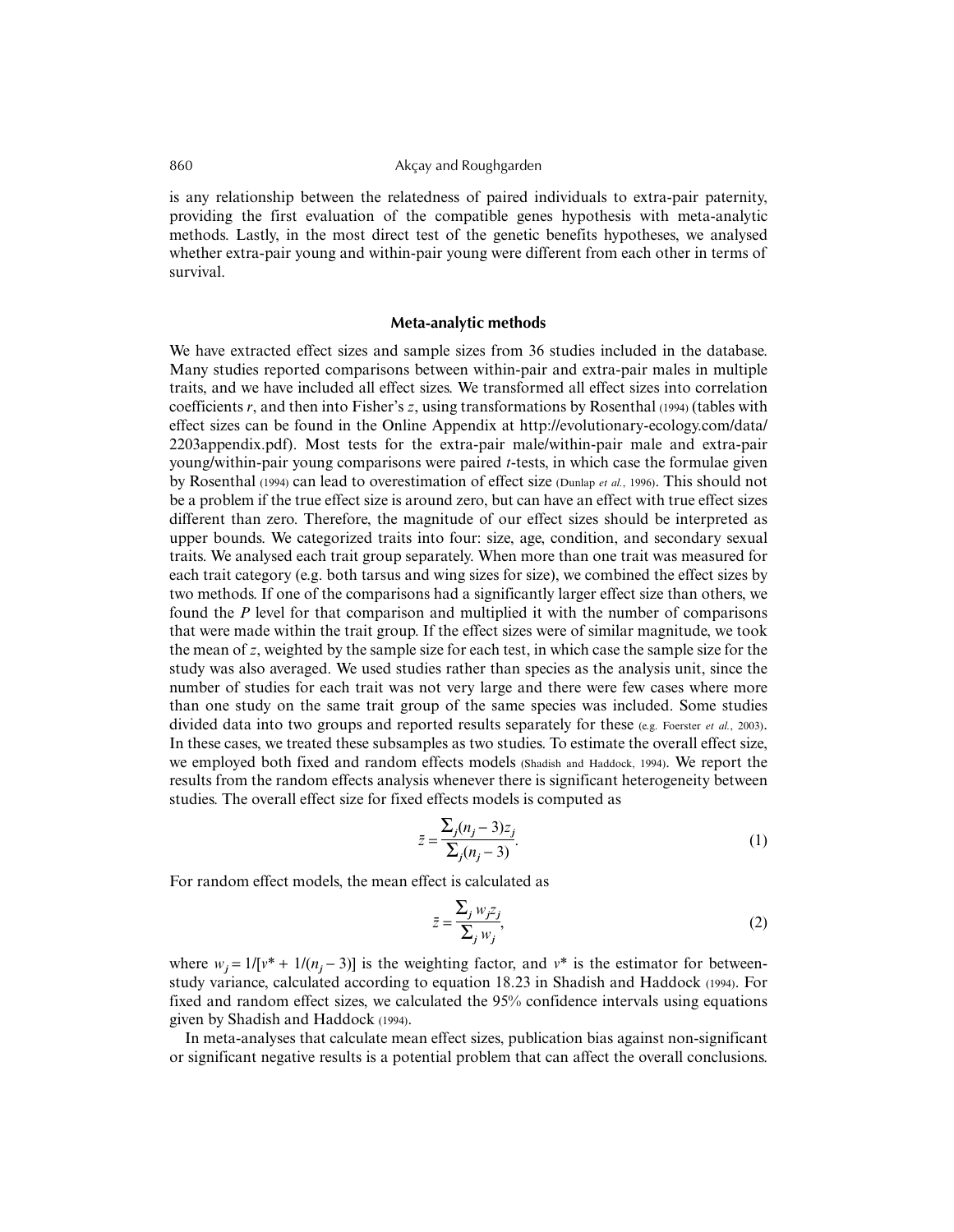is any relationship between the relatedness of paired individuals to extra-pair paternity, providing the first evaluation of the compatible genes hypothesis with meta-analytic methods. Lastly, in the most direct test of the genetic benefits hypotheses, we analysed whether extra-pair young and within-pair young were different from each other in terms of survival.

## Meta-analytic methods

We have extracted effect sizes and sample sizes from 36 studies included in the database. Many studies reported comparisons between within-pair and extra-pair males in multiple traits, and we have included all effect sizes. We transformed all effect sizes into correlation coefficients $r$, and then into Fisher's $z$, using transformations by Rosenthal (1994) (tables with effect sizes can be found in the Online Appendix at http://evolutionary-ecology.com/data/2203appendix.pdf). Most tests for the extra-pair male/within-pair male and extra-pair young/within-pair young comparisons were paired $t$-tests, in which case the formulae given by Rosenthal (1994) can lead to overestimation of effect size (Dunlap *et al.*, 1996). This should not be a problem if the true effect size is around zero, but can have an effect with true effect sizes different than zero. Therefore, the magnitude of our effect sizes should be interpreted as upper bounds. We categorized traits into four: size, age, condition, and secondary sexual traits. We analysed each trait group separately. When more than one trait was measured for each trait category (e.g. both tarsus and wing sizes for size), we combined the effect sizes by two methods. If one of the comparisons had a significantly larger effect size than others, we found the $P$ level for that comparison and multiplied it with the number of comparisons that were made within the trait group. If the effect sizes were of similar magnitude, we took the mean of $z$, weighted by the sample size for each test, in which case the sample size for the study was also averaged. We used studies rather than species as the analysis unit, since the number of studies for each trait was not very large and there were few cases where more than one study on the same trait group of the same species was included. Some studies divided data into two groups and reported results separately for these (e.g. Foerster *et al.*, 2003). In these cases, we treated these subsamples as two studies. To estimate the overall effect size, we employed both fixed and random effects models (Shadish and Haddock, 1994). We report the results from the random effects analysis whenever there is significant heterogeneity between studies. The overall effect size for fixed effects models is computed as

$$\bar{z} = \frac{\sum_j (n_j - 3) z_j}{\sum_j (n_j - 3)}. \tag{1}$$

For random effect models, the mean effect is calculated as

$$\bar{z} = \frac{\sum_j w_j z_j}{\sum_j w_j}, \tag{2}$$

where $w_j = 1/[v^* + 1/(n_j - 3)]$ is the weighting factor, and $v^*$ is the estimator for between-study variance, calculated according to equation 18.23 in Shadish and Haddock (1994). For fixed and random effect sizes, we calculated the 95% confidence intervals using equations given by Shadish and Haddock (1994).

In meta-analyses that calculate mean effect sizes, publication bias against non-significant or significant negative results is a potential problem that can affect the overall conclusions.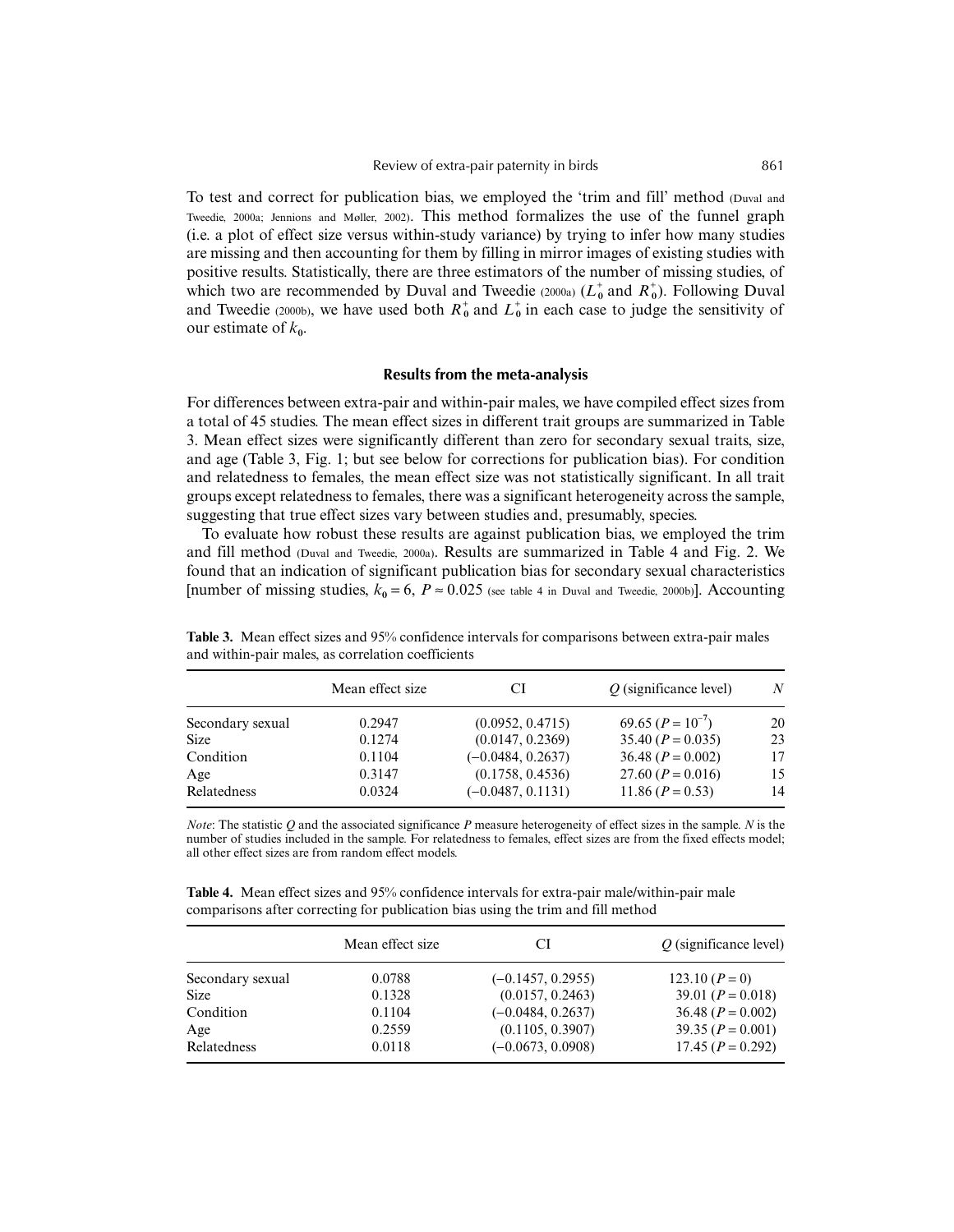To test and correct for publication bias, we employed the 'trim and fill' method (Duval and Tweedie, 2000a; Jennions and Møller, 2002). This method formalizes the use of the funnel graph (i.e. a plot of effect size versus within-study variance) by trying to infer how many studies are missing and then accounting for them by filling in mirror images of existing studies with positive results. Statistically, there are three estimators of the number of missing studies, of which two are recommended by Duval and Tweedie (2000a) ($L_0^+$ and $R_0^+$). Following Duval and Tweedie (2000b), we have used both $R_0^+$ and $L_0^+$ in each case to judge the sensitivity of our estimate of $k_0$.

## Results from the meta-analysis

For differences between extra-pair and within-pair males, we have compiled effect sizes from a total of 45 studies. The mean effect sizes in different trait groups are summarized in Table 3. Mean effect sizes were significantly different than zero for secondary sexual traits, size, and age (Table 3, Fig. 1; but see below for corrections for publication bias). For condition and relatedness to females, the mean effect size was not statistically significant. In all trait groups except relatedness to females, there was a significant heterogeneity across the sample, suggesting that true effect sizes vary between studies and, presumably, species.

To evaluate how robust these results are against publication bias, we employed the trim and fill method (Duval and Tweedie, 2000a). Results are summarized in Table 4 and Fig. 2. We found that an indication of significant publication bias for secondary sexual characteristics [number of missing studies, $k_0 = 6$, $P \approx 0.025$ (see table 4 in Duval and Tweedie, 2000b)]. Accounting

**Table 3.** Mean effect sizes and 95% confidence intervals for comparisons between extra-pair males and within-pair males, as correlation coefficients

| | Mean effect size | CI | $Q$ (significance level) | $N$ |
|---|---|---|---|---|
| Secondary sexual | 0.2947 | (0.0952, 0.4715) | 69.65 ($P = 10^{-7}$) | 20 |
| Size | 0.1274 | (0.0147, 0.2369) | 35.40 ($P = 0.035$) | 23 |
| Condition | 0.1104 | (−0.0484, 0.2637) | 36.48 ($P = 0.002$) | 17 |
| Age | 0.3147 | (0.1758, 0.4536) | 27.60 ($P = 0.016$) | 15 |
| Relatedness | 0.0324 | (−0.0487, 0.1131) | 11.86 ($P = 0.53$) | 14 |

*Note*: The statistic $Q$ and the associated significance $P$ measure heterogeneity of effect sizes in the sample. $N$ is the number of studies included in the sample. For relatedness to females, effect sizes are from the fixed effects model; all other effect sizes are from random effect models.

**Table 4.** Mean effect sizes and 95% confidence intervals for extra-pair male/within-pair male comparisons after correcting for publication bias using the trim and fill method

| | Mean effect size | CI | $Q$ (significance level) |
|---|---|---|---|
| Secondary sexual | 0.0788 | (−0.1457, 0.2955) | 123.10 ($P = 0$) |
| Size | 0.1328 | (0.0157, 0.2463) | 39.01 ($P = 0.018$) |
| Condition | 0.1104 | (−0.0484, 0.2637) | 36.48 ($P = 0.002$) |
| Age | 0.2559 | (0.1105, 0.3907) | 39.35 ($P = 0.001$) |
| Relatedness | 0.0118 | (−0.0673, 0.0908) | 17.45 ($P = 0.292$) |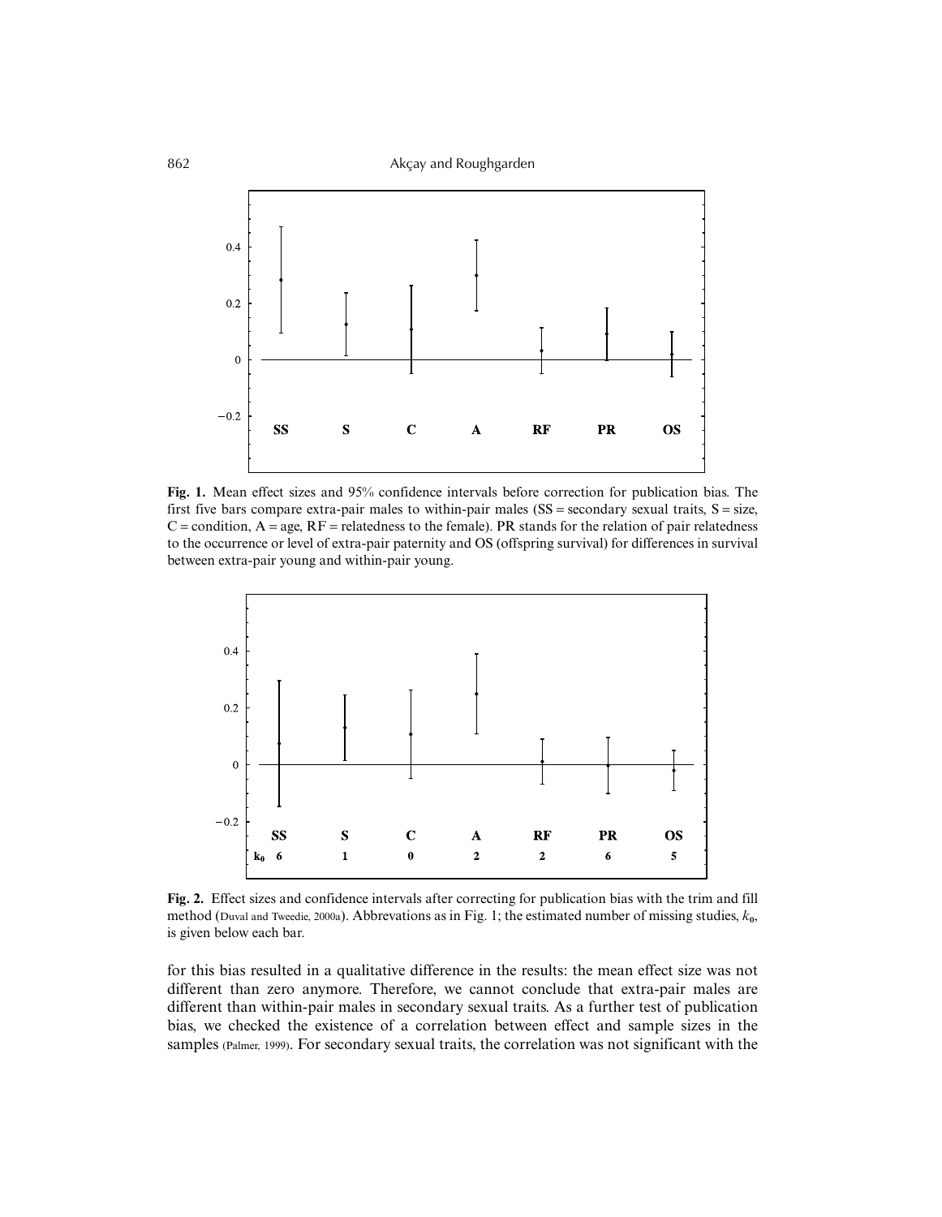**Fig. 1.** Mean effect sizes and 95% confidence intervals before correction for publication bias. The first five bars compare extra-pair males to within-pair males (SS = secondary sexual traits, S = size, C = condition, A = age, RF = relatedness to the female). PR stands for the relation of pair relatedness to the occurrence or level of extra-pair paternity and OS (offspring survival) for differences in survival between extra-pair young and within-pair young.

**Fig. 2.** Effect sizes and confidence intervals after correcting for publication bias with the trim and fill method (Duval and Tweedie, 2000a). Abbrevations as in Fig. 1; the estimated number of missing studies, $k_0$, is given below each bar.

for this bias resulted in a qualitative difference in the results: the mean effect size was not different than zero anymore. Therefore, we cannot conclude that extra-pair males are different than within-pair males in secondary sexual traits. As a further test of publication bias, we checked the existence of a correlation between effect and sample sizes in the samples (Palmer, 1999). For secondary sexual traits, the correlation was not significant with the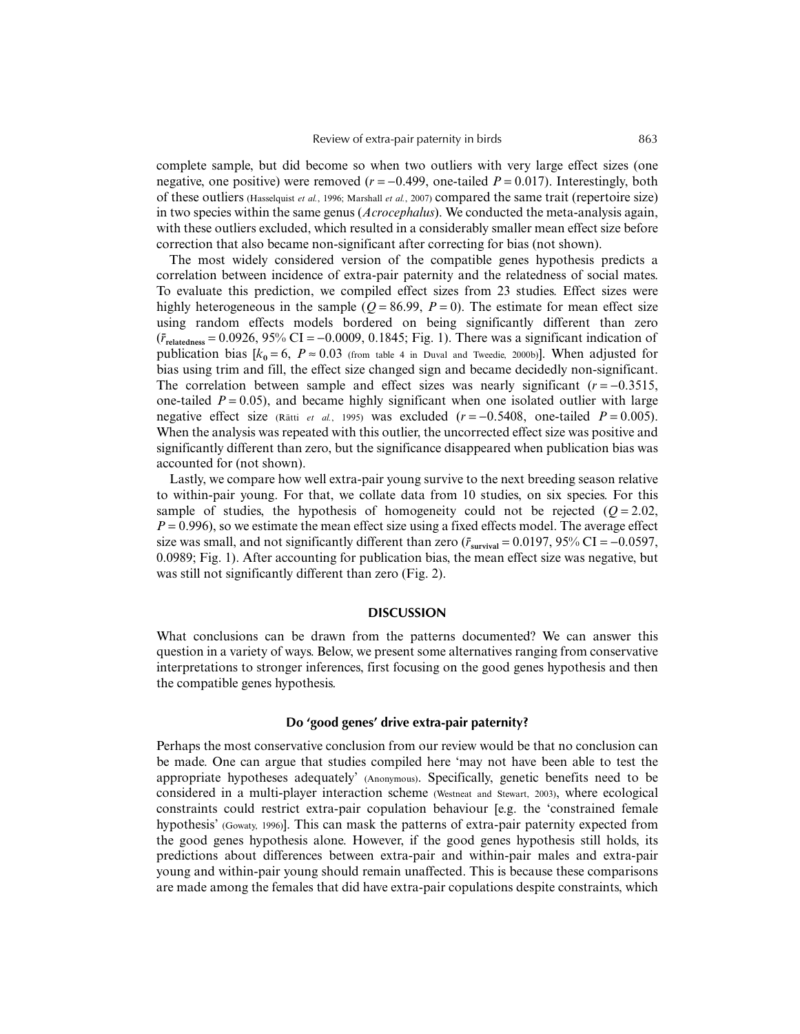complete sample, but did become so when two outliers with very large effect sizes (one negative, one positive) were removed ($r = -0.499$, one-tailed $P = 0.017$). Interestingly, both of these outliers (Hasselquist *et al.*, 1996; Marshall *et al.*, 2007) compared the same trait (repertoire size) in two species within the same genus (*Acrocephalus*). We conducted the meta-analysis again, with these outliers excluded, which resulted in a considerably smaller mean effect size before correction that also became non-significant after correcting for bias (not shown).

The most widely considered version of the compatible genes hypothesis predicts a correlation between incidence of extra-pair paternity and the relatedness of social mates. To evaluate this prediction, we compiled effect sizes from 23 studies. Effect sizes were highly heterogeneous in the sample ($Q = 86.99$, $P = 0$). The estimate for mean effect size using random effects models bordered on being significantly different than zero ($\bar{r}_{\text{relatedness}} = 0.0926$, 95% CI = −0.0009, 0.1845; Fig. 1). There was a significant indication of publication bias [$k_0 = 6$, $P \approx 0.03$ (from table 4 in Duval and Tweedie, 2000b)]. When adjusted for bias using trim and fill, the effect size changed sign and became decidedly non-significant. The correlation between sample and effect sizes was nearly significant ($r = -0.3515$, one-tailed $P = 0.05$), and became highly significant when one isolated outlier with large negative effect size (Rätti *et al.*, 1995) was excluded ($r = -0.5408$, one-tailed $P = 0.005$). When the analysis was repeated with this outlier, the uncorrected effect size was positive and significantly different than zero, but the significance disappeared when publication bias was accounted for (not shown).

Lastly, we compare how well extra-pair young survive to the next breeding season relative to within-pair young. For that, we collate data from 10 studies, on six species. For this sample of studies, the hypothesis of homogeneity could not be rejected ($Q = 2.02$, $P = 0.996$), so we estimate the mean effect size using a fixed effects model. The average effect size was small, and not significantly different than zero ($\bar{r}_{\text{survival}} = 0.0197$, 95% CI = −0.0597, 0.0989; Fig. 1). After accounting for publication bias, the mean effect was negative, but was still not significantly different than zero (Fig. 2).

## DISCUSSION

What conclusions can be drawn from the patterns documented? We can answer this question in a variety of ways. Below, we present some alternatives ranging from conservative interpretations to stronger inferences, first focusing on the good genes hypothesis and then the compatible genes hypothesis.

### Do 'good genes' drive extra-pair paternity?

Perhaps the most conservative conclusion from our review would be that no conclusion can be made. One can argue that studies compiled here 'may not have been able to test the appropriate hypotheses adequately' (Anonymous). Specifically, genetic benefits need to be considered in a multi-player interaction scheme (Westneat and Stewart, 2003), where ecological constraints could restrict extra-pair copulation behaviour [e.g. the 'constrained female hypothesis' (Gowaty, 1996)]. This can mask the patterns of extra-pair paternity expected from the good genes hypothesis alone. However, if the good genes hypothesis still holds, its predictions about differences between extra-pair and within-pair males and extra-pair young and within-pair young should remain unaffected. This is because these comparisons are made among the females that did have extra-pair copulations despite constraints, which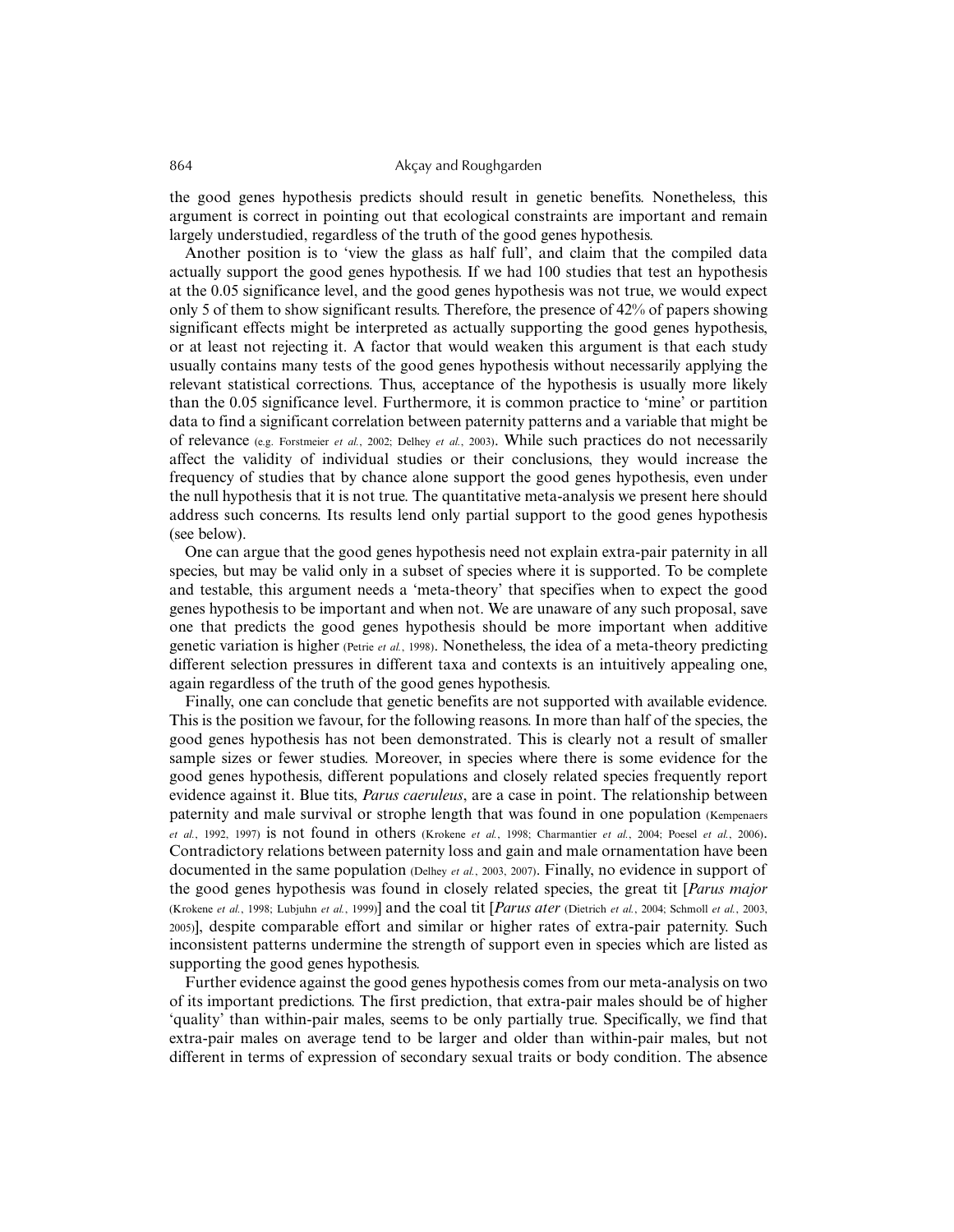the good genes hypothesis predicts should result in genetic benefits. Nonetheless, this argument is correct in pointing out that ecological constraints are important and remain largely understudied, regardless of the truth of the good genes hypothesis.

Another position is to 'view the glass as half full', and claim that the compiled data actually support the good genes hypothesis. If we had 100 studies that test an hypothesis at the 0.05 significance level, and the good genes hypothesis was not true, we would expect only 5 of them to show significant results. Therefore, the presence of 42% of papers showing significant effects might be interpreted as actually supporting the good genes hypothesis, or at least not rejecting it. A factor that would weaken this argument is that each study usually contains many tests of the good genes hypothesis without necessarily applying the relevant statistical corrections. Thus, acceptance of the hypothesis is usually more likely than the 0.05 significance level. Furthermore, it is common practice to 'mine' or partition data to find a significant correlation between paternity patterns and a variable that might be of relevance (e.g. Forstmeier *et al.*, 2002; Delhey *et al.*, 2003). While such practices do not necessarily affect the validity of individual studies or their conclusions, they would increase the frequency of studies that by chance alone support the good genes hypothesis, even under the null hypothesis that it is not true. The quantitative meta-analysis we present here should address such concerns. Its results lend only partial support to the good genes hypothesis (see below).

One can argue that the good genes hypothesis need not explain extra-pair paternity in all species, but may be valid only in a subset of species where it is supported. To be complete and testable, this argument needs a 'meta-theory' that specifies when to expect the good genes hypothesis to be important and when not. We are unaware of any such proposal, save one that predicts the good genes hypothesis should be more important when additive genetic variation is higher (Petrie *et al.*, 1998). Nonetheless, the idea of a meta-theory predicting different selection pressures in different taxa and contexts is an intuitively appealing one, again regardless of the truth of the good genes hypothesis.

Finally, one can conclude that genetic benefits are not supported with available evidence. This is the position we favour, for the following reasons. In more than half of the species, the good genes hypothesis has not been demonstrated. This is clearly not a result of smaller sample sizes or fewer studies. Moreover, in species where there is some evidence for the good genes hypothesis, different populations and closely related species frequently report evidence against it. Blue tits, *Parus caeruleus*, are a case in point. The relationship between paternity and male survival or strophe length that was found in one population (Kempenaers *et al.*, 1992, 1997) is not found in others (Krokene *et al.*, 1998; Charmantier *et al.*, 2004; Poesel *et al.*, 2006). Contradictory relations between paternity loss and gain and male ornamentation have been documented in the same population (Delhey *et al.*, 2003, 2007). Finally, no evidence in support of the good genes hypothesis was found in closely related species, the great tit [*Parus major* (Krokene *et al.*, 1998; Lubjuhn *et al.*, 1999)] and the coal tit [*Parus ater* (Dietrich *et al.*, 2004; Schmoll *et al.*, 2003, 2005)], despite comparable effort and similar or higher rates of extra-pair paternity. Such inconsistent patterns undermine the strength of support even in species which are listed as supporting the good genes hypothesis.

Further evidence against the good genes hypothesis comes from our meta-analysis on two of its important predictions. The first prediction, that extra-pair males should be of higher 'quality' than within-pair males, seems to be only partially true. Specifically, we find that extra-pair males on average tend to be larger and older than within-pair males, but not different in terms of expression of secondary sexual traits or body condition. The absence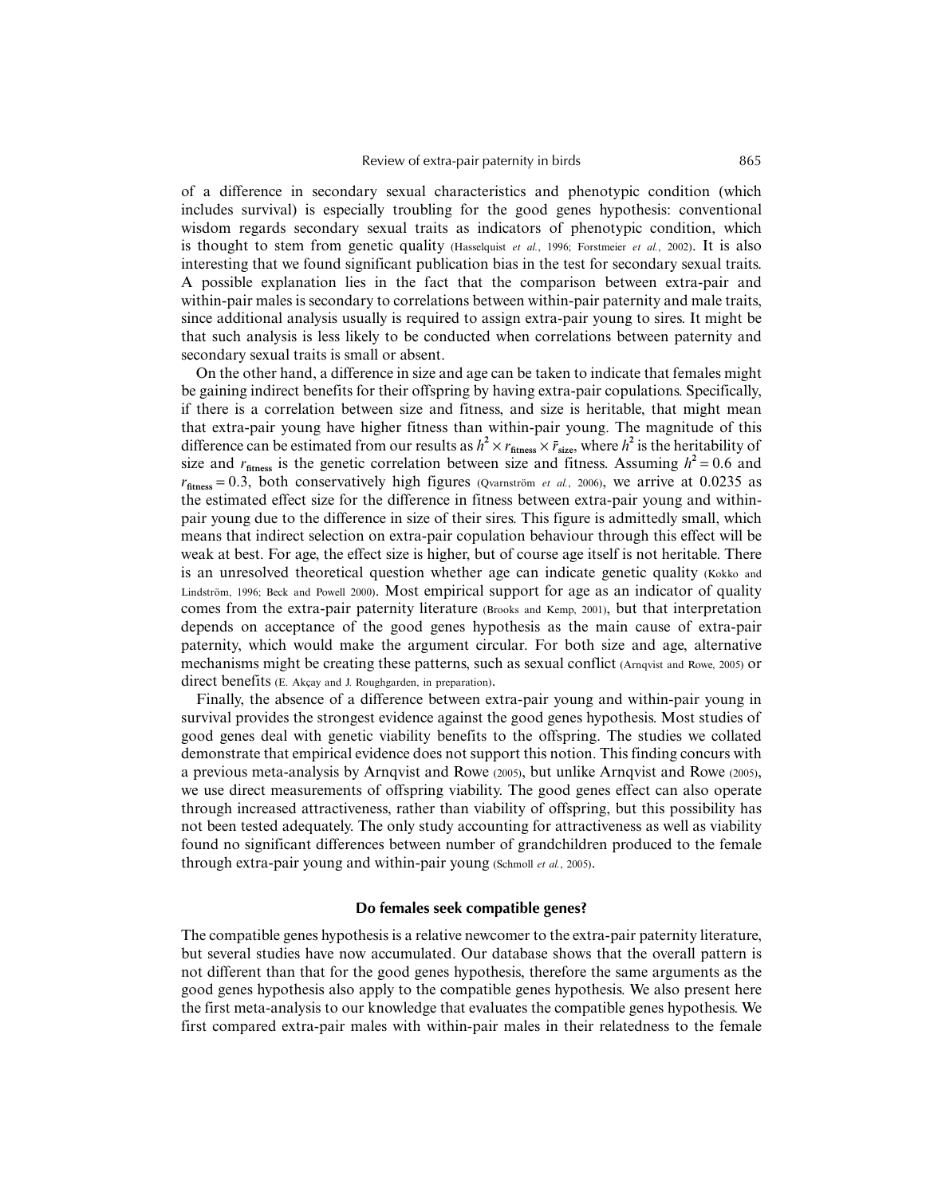of a difference in secondary sexual characteristics and phenotypic condition (which includes survival) is especially troubling for the good genes hypothesis: conventional wisdom regards secondary sexual traits as indicators of phenotypic condition, which is thought to stem from genetic quality (Hasselquist *et al.*, 1996; Forstmeier *et al.*, 2002). It is also interesting that we found significant publication bias in the test for secondary sexual traits. A possible explanation lies in the fact that the comparison between extra-pair and within-pair males is secondary to correlations between within-pair paternity and male traits, since additional analysis usually is required to assign extra-pair young to sires. It might be that such analysis is less likely to be conducted when correlations between paternity and secondary sexual traits is small or absent.

On the other hand, a difference in size and age can be taken to indicate that females might be gaining indirect benefits for their offspring by having extra-pair copulations. Specifically, if there is a correlation between size and fitness, and size is heritable, that might mean that extra-pair young have higher fitness than within-pair young. The magnitude of this difference can be estimated from our results as $h^2 \times r_{\mathbf{fitness}} \times \bar{r}_{\mathbf{size}}$, where $h^2$ is the heritability of size and $r_{\mathbf{fitness}}$ is the genetic correlation between size and fitness. Assuming $h^2 = 0.6$ and $r_{\mathbf{fitness}} = 0.3$, both conservatively high figures (Qvarnström *et al.*, 2006), we arrive at 0.0235 as the estimated effect size for the difference in fitness between extra-pair young and within-pair young due to the difference in size of their sires. This figure is admittedly small, which means that indirect selection on extra-pair copulation behaviour through this effect will be weak at best. For age, the effect size is higher, but of course age itself is not heritable. There is an unresolved theoretical question whether age can indicate genetic quality (Kokko and Lindström, 1996; Beck and Powell 2000). Most empirical support for age as an indicator of quality comes from the extra-pair paternity literature (Brooks and Kemp, 2001), but that interpretation depends on acceptance of the good genes hypothesis as the main cause of extra-pair paternity, which would make the argument circular. For both size and age, alternative mechanisms might be creating these patterns, such as sexual conflict (Arnqvist and Rowe, 2005) or direct benefits (E. Akçay and J. Roughgarden, in preparation).

Finally, the absence of a difference between extra-pair young and within-pair young in survival provides the strongest evidence against the good genes hypothesis. Most studies of good genes deal with genetic viability benefits to the offspring. The studies we collated demonstrate that empirical evidence does not support this notion. This finding concurs with a previous meta-analysis by Arnqvist and Rowe (2005), but unlike Arnqvist and Rowe (2005), we use direct measurements of offspring viability. The good genes effect can also operate through increased attractiveness, rather than viability of offspring, but this possibility has not been tested adequately. The only study accounting for attractiveness as well as viability found no significant differences between number of grandchildren produced to the female through extra-pair young and within-pair young (Schmoll *et al.*, 2005).

### Do females seek compatible genes?

The compatible genes hypothesis is a relative newcomer to the extra-pair paternity literature, but several studies have now accumulated. Our database shows that the overall pattern is not different than that for the good genes hypothesis, therefore the same arguments as the good genes hypothesis also apply to the compatible genes hypothesis. We also present here the first meta-analysis to our knowledge that evaluates the compatible genes hypothesis. We first compared extra-pair males with within-pair males in their relatedness to the female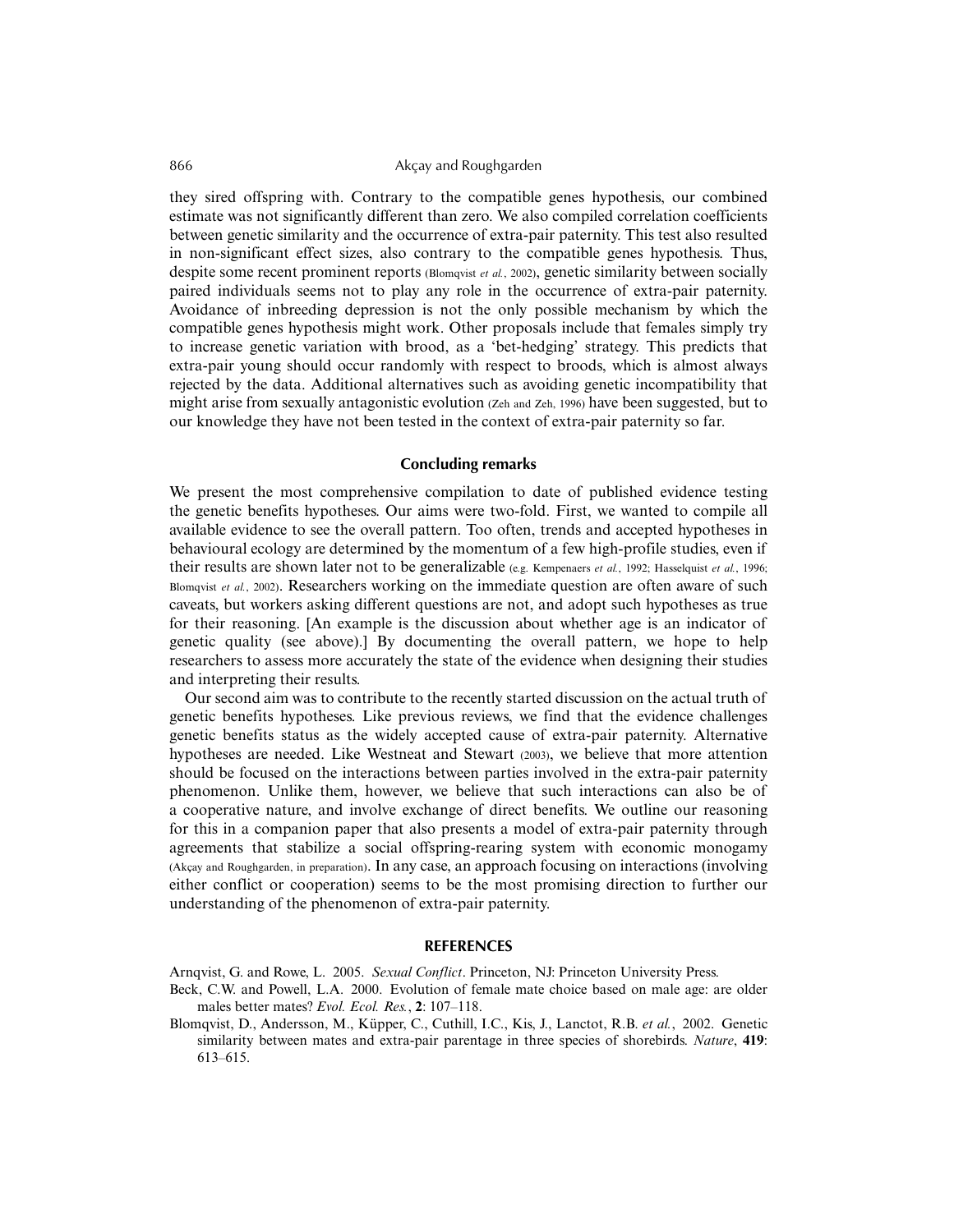they sired offspring with. Contrary to the compatible genes hypothesis, our combined estimate was not significantly different than zero. We also compiled correlation coefficients between genetic similarity and the occurrence of extra-pair paternity. This test also resulted in non-significant effect sizes, also contrary to the compatible genes hypothesis. Thus, despite some recent prominent reports (Blomqvist *et al.*, 2002), genetic similarity between socially paired individuals seems not to play any role in the occurrence of extra-pair paternity. Avoidance of inbreeding depression is not the only possible mechanism by which the compatible genes hypothesis might work. Other proposals include that females simply try to increase genetic variation with brood, as a 'bet-hedging' strategy. This predicts that extra-pair young should occur randomly with respect to broods, which is almost always rejected by the data. Additional alternatives such as avoiding genetic incompatibility that might arise from sexually antagonistic evolution (Zeh and Zeh, 1996) have been suggested, but to our knowledge they have not been tested in the context of extra-pair paternity so far.

## Concluding remarks

We present the most comprehensive compilation to date of published evidence testing the genetic benefits hypotheses. Our aims were two-fold. First, we wanted to compile all available evidence to see the overall pattern. Too often, trends and accepted hypotheses in behavioural ecology are determined by the momentum of a few high-profile studies, even if their results are shown later not to be generalizable (e.g. Kempenaers *et al.*, 1992; Hasselquist *et al.*, 1996; Blomqvist *et al.*, 2002). Researchers working on the immediate question are often aware of such caveats, but workers asking different questions are not, and adopt such hypotheses as true for their reasoning. [An example is the discussion about whether age is an indicator of genetic quality (see above).] By documenting the overall pattern, we hope to help researchers to assess more accurately the state of the evidence when designing their studies and interpreting their results.

Our second aim was to contribute to the recently started discussion on the actual truth of genetic benefits hypotheses. Like previous reviews, we find that the evidence challenges genetic benefits status as the widely accepted cause of extra-pair paternity. Alternative hypotheses are needed. Like Westneat and Stewart (2003), we believe that more attention should be focused on the interactions between parties involved in the extra-pair paternity phenomenon. Unlike them, however, we believe that such interactions can also be of a cooperative nature, and involve exchange of direct benefits. We outline our reasoning for this in a companion paper that also presents a model of extra-pair paternity through agreements that stabilize a social offspring-rearing system with economic monogamy (Akçay and Roughgarden, in preparation). In any case, an approach focusing on interactions (involving either conflict or cooperation) seems to be the most promising direction to further our understanding of the phenomenon of extra-pair paternity.

## REFERENCES

Arnqvist, G. and Rowe, L. 2005. *Sexual Conflict*. Princeton, NJ: Princeton University Press.

Beck, C.W. and Powell, L.A. 2000. Evolution of female mate choice based on male age: are older males better mates? *Evol. Ecol. Res.*, **2**: 107–118.

Blomqvist, D., Andersson, M., Küpper, C., Cuthill, I.C., Kis, J., Lanctot, R.B. *et al.*, 2002. Genetic similarity between mates and extra-pair parentage in three species of shorebirds. *Nature*, **419**: 613–615.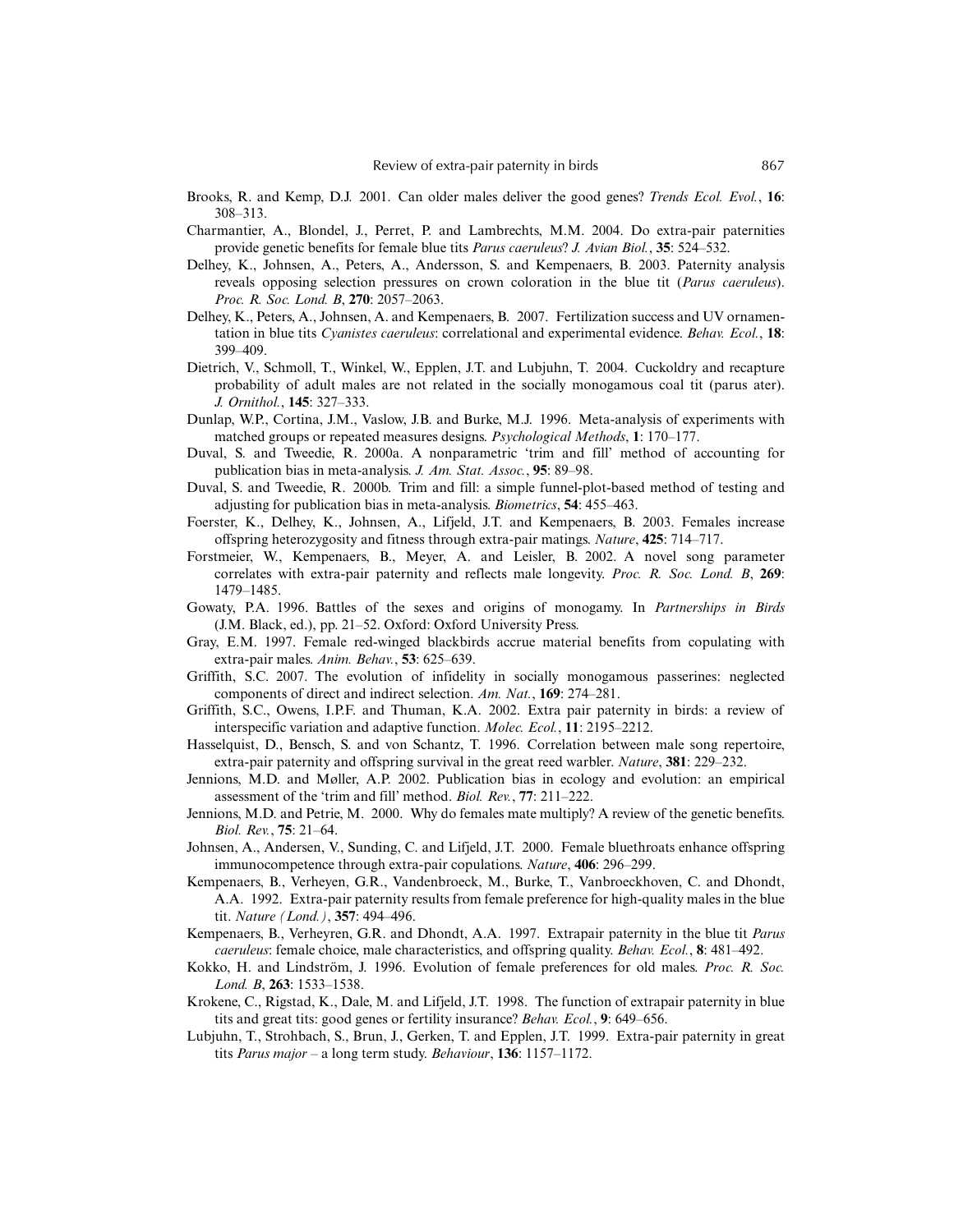Brooks, R. and Kemp, D.J. 2001. Can older males deliver the good genes? *Trends Ecol. Evol.*, **16**: 308–313.

Charmantier, A., Blondel, J., Perret, P. and Lambrechts, M.M. 2004. Do extra-pair paternities provide genetic benefits for female blue tits *Parus caeruleus*? *J. Avian Biol.*, **35**: 524–532.

Delhey, K., Johnsen, A., Peters, A., Andersson, S. and Kempenaers, B. 2003. Paternity analysis reveals opposing selection pressures on crown coloration in the blue tit (*Parus caeruleus*). *Proc. R. Soc. Lond. B*, **270**: 2057–2063.

Delhey, K., Peters, A., Johnsen, A. and Kempenaers, B. 2007. Fertilization success and UV ornamentation in blue tits *Cyanistes caeruleus*: correlational and experimental evidence. *Behav. Ecol.*, **18**: 399–409.

Dietrich, V., Schmoll, T., Winkel, W., Epplen, J.T. and Lubjuhn, T. 2004. Cuckoldry and recapture probability of adult males are not related in the socially monogamous coal tit (parus ater). *J. Ornithol.*, **145**: 327–333.

Dunlap, W.P., Cortina, J.M., Vaslow, J.B. and Burke, M.J. 1996. Meta-analysis of experiments with matched groups or repeated measures designs. *Psychological Methods*, **1**: 170–177.

Duval, S. and Tweedie, R. 2000a. A nonparametric 'trim and fill' method of accounting for publication bias in meta-analysis. *J. Am. Stat. Assoc.*, **95**: 89–98.

Duval, S. and Tweedie, R. 2000b. Trim and fill: a simple funnel-plot-based method of testing and adjusting for publication bias in meta-analysis. *Biometrics*, **54**: 455–463.

Foerster, K., Delhey, K., Johnsen, A., Lifjeld, J.T. and Kempenaers, B. 2003. Females increase offspring heterozygosity and fitness through extra-pair matings. *Nature*, **425**: 714–717.

Forstmeier, W., Kempenaers, B., Meyer, A. and Leisler, B. 2002. A novel song parameter correlates with extra-pair paternity and reflects male longevity. *Proc. R. Soc. Lond. B*, **269**: 1479–1485.

Gowaty, P.A. 1996. Battles of the sexes and origins of monogamy. In *Partnerships in Birds* (J.M. Black, ed.), pp. 21–52. Oxford: Oxford University Press.

Gray, E.M. 1997. Female red-winged blackbirds accrue material benefits from copulating with extra-pair males. *Anim. Behav.*, **53**: 625–639.

Griffith, S.C. 2007. The evolution of infidelity in socially monogamous passerines: neglected components of direct and indirect selection. *Am. Nat.*, **169**: 274–281.

Griffith, S.C., Owens, I.P.F. and Thuman, K.A. 2002. Extra pair paternity in birds: a review of interspecific variation and adaptive function. *Molec. Ecol.*, **11**: 2195–2212.

Hasselquist, D., Bensch, S. and von Schantz, T. 1996. Correlation between male song repertoire, extra-pair paternity and offspring survival in the great reed warbler. *Nature*, **381**: 229–232.

Jennions, M.D. and Møller, A.P. 2002. Publication bias in ecology and evolution: an empirical assessment of the 'trim and fill' method. *Biol. Rev.*, **77**: 211–222.

Jennions, M.D. and Petrie, M. 2000. Why do females mate multiply? A review of the genetic benefits. *Biol. Rev.*, **75**: 21–64.

Johnsen, A., Andersen, V., Sunding, C. and Lifjeld, J.T. 2000. Female bluethroats enhance offspring immunocompetence through extra-pair copulations. *Nature*, **406**: 296–299.

Kempenaers, B., Verheyen, G.R., Vandenbroeck, M., Burke, T., Vanbroeckhoven, C. and Dhondt, A.A. 1992. Extra-pair paternity results from female preference for high-quality males in the blue tit. *Nature (Lond.)*, **357**: 494–496.

Kempenaers, B., Verheyren, G.R. and Dhondt, A.A. 1997. Extrapair paternity in the blue tit *Parus caeruleus*: female choice, male characteristics, and offspring quality. *Behav. Ecol.*, **8**: 481–492.

Kokko, H. and Lindström, J. 1996. Evolution of female preferences for old males. *Proc. R. Soc. Lond. B*, **263**: 1533–1538.

Krokene, C., Rigstad, K., Dale, M. and Lifjeld, J.T. 1998. The function of extrapair paternity in blue tits and great tits: good genes or fertility insurance? *Behav. Ecol.*, **9**: 649–656.

Lubjuhn, T., Strohbach, S., Brun, J., Gerken, T. and Epplen, J.T. 1999. Extra-pair paternity in great tits *Parus major* – a long term study. *Behaviour*, **136**: 1157–1172.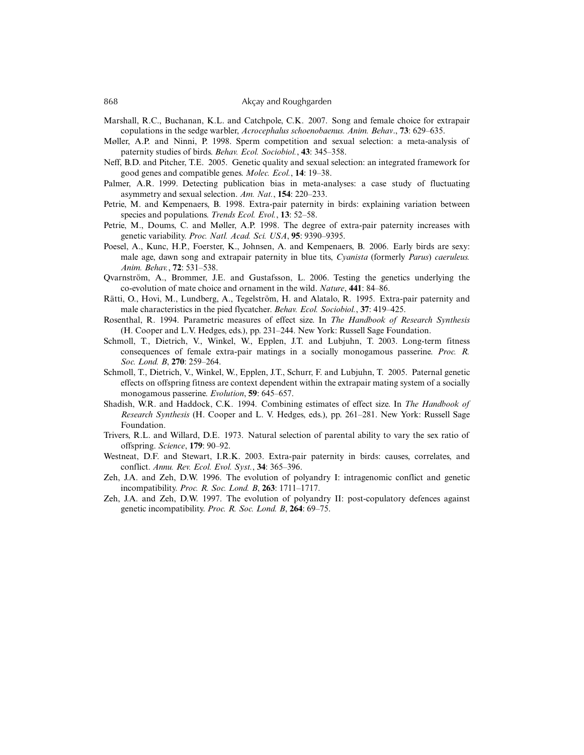Marshall, R.C., Buchanan, K.L. and Catchpole, C.K. 2007. Song and female choice for extrapair copulations in the sedge warbler, *Acrocephalus schoenobaenus. Anim. Behav*., **73**: 629–635.

Møller, A.P. and Ninni, P. 1998. Sperm competition and sexual selection: a meta-analysis of paternity studies of birds. *Behav. Ecol. Sociobiol.*, **43**: 345–358.

Neff, B.D. and Pitcher, T.E. 2005. Genetic quality and sexual selection: an integrated framework for good genes and compatible genes. *Molec. Ecol.*, **14**: 19–38.

Palmer, A.R. 1999. Detecting publication bias in meta-analyses: a case study of fluctuating asymmetry and sexual selection. *Am. Nat.*, **154**: 220–233.

Petrie, M. and Kempenaers, B. 1998. Extra-pair paternity in birds: explaining variation between species and populations. *Trends Ecol. Evol.*, **13**: 52–58.

Petrie, M., Doums, C. and Møller, A.P. 1998. The degree of extra-pair paternity increases with genetic variability. *Proc. Natl. Acad. Sci. USA*, **95**: 9390–9395.

Poesel, A., Kunc, H.P., Foerster, K., Johnsen, A. and Kempenaers, B. 2006. Early birds are sexy: male age, dawn song and extrapair paternity in blue tits, *Cyanista* (formerly *Parus*) *caeruleus. Anim. Behav.*, **72**: 531–538.

Qvarnström, A., Brommer, J.E. and Gustafsson, L. 2006. Testing the genetics underlying the co-evolution of mate choice and ornament in the wild. *Nature*, **441**: 84–86.

Rätti, O., Hovi, M., Lundberg, A., Tegelström, H. and Alatalo, R. 1995. Extra-pair paternity and male characteristics in the pied flycatcher. *Behav. Ecol. Sociobiol.*, **37**: 419–425.

Rosenthal, R. 1994. Parametric measures of effect size. In *The Handbook of Research Synthesis* (H. Cooper and L.V. Hedges, eds.), pp. 231–244. New York: Russell Sage Foundation.

Schmoll, T., Dietrich, V., Winkel, W., Epplen, J.T. and Lubjuhn, T. 2003. Long-term fitness consequences of female extra-pair matings in a socially monogamous passerine. *Proc. R. Soc. Lond. B*, **270**: 259–264.

Schmoll, T., Dietrich, V., Winkel, W., Epplen, J.T., Schurr, F. and Lubjuhn, T. 2005. Paternal genetic effects on offspring fitness are context dependent within the extrapair mating system of a socially monogamous passerine. *Evolution*, **59**: 645–657.

Shadish, W.R. and Haddock, C.K. 1994. Combining estimates of effect size. In *The Handbook of Research Synthesis* (H. Cooper and L. V. Hedges, eds.), pp. 261–281. New York: Russell Sage Foundation.

Trivers, R.L. and Willard, D.E. 1973. Natural selection of parental ability to vary the sex ratio of offspring. *Science*, **179**: 90–92.

Westneat, D.F. and Stewart, I.R.K. 2003. Extra-pair paternity in birds: causes, correlates, and conflict. *Annu. Rev. Ecol. Evol. Syst.*, **34**: 365–396.

Zeh, J.A. and Zeh, D.W. 1996. The evolution of polyandry I: intragenomic conflict and genetic incompatibility. *Proc. R. Soc. Lond. B*, **263**: 1711–1717.

Zeh, J.A. and Zeh, D.W. 1997. The evolution of polyandry II: post-copulatory defences against genetic incompatibility. *Proc. R. Soc. Lond. B*, **264**: 69–75.